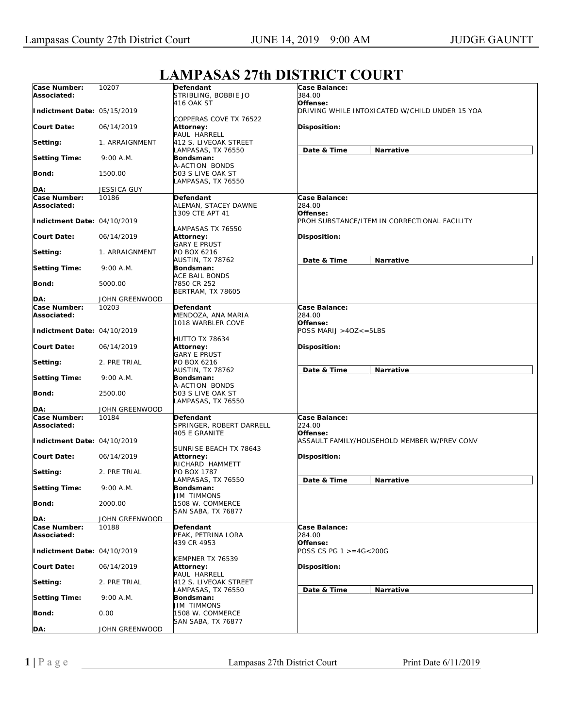# LAMPASAS 27th DISTRICT COURT

| | | | |
|---|---|---|---|
| **Case Number:** 10207 | **Defendant** STRIBLING, BOBBIE JO 416 OAK ST COPPERAS COVE TX 76522 | **Case Balance:** 384.00 | |
| **Associated:** | | **Offense:** DRIVING WHILE INTOXICATED W/CHILD UNDER 15 YOA | |
| **Indictment Date:** 05/15/2019 | | | |
| **Court Date:** 06/14/2019 | **Attorney:** PAUL HARRELL 412 S. LIVEOAK STREET LAMPASAS, TX 76550 | **Disposition:** | |
| **Setting:** 1. ARRAIGNMENT | | **Date & Time** | **Narrative** |
| **Setting Time:** 9:00 A.M. | **Bondsman:** A-ACTION BONDS 503 S LIVE OAK ST LAMPASAS, TX 76550 | | |
| **Bond:** 1500.00 | | | |
| **DA:** JESSICA GUY | | | |
| **Case Number:** 10186 | **Defendant** ALEMAN, STACEY DAWNE 1309 CTE APT 41 LAMPASAS TX 76550 | **Case Balance:** 284.00 | |
| **Associated:** | | **Offense:** PROH SUBSTANCE/ITEM IN CORRECTIONAL FACILITY | |
| **Indictment Date:** 04/10/2019 | | | |
| **Court Date:** 06/14/2019 | **Attorney:** GARY E PRUST PO BOX 6216 AUSTIN, TX 78762 | **Disposition:** | |
| **Setting:** 1. ARRAIGNMENT | | **Date & Time** | **Narrative** |
| **Setting Time:** 9:00 A.M. | **Bondsman:** ACE BAIL BONDS 7850 CR 252 BERTRAM, TX 78605 | | |
| **Bond:** 5000.00 | | | |
| **DA:** JOHN GREENWOOD | | | |
| **Case Number:** 10203 | **Defendant** MENDOZA, ANA MARIA 1018 WARBLER COVE HUTTO TX 78634 | **Case Balance:** 284.00 | |
| **Associated:** | | **Offense:** POSS MARIJ >4OZ<=5LBS | |
| **Indictment Date:** 04/10/2019 | | | |
| **Court Date:** 06/14/2019 | **Attorney:** GARY E PRUST PO BOX 6216 AUSTIN, TX 78762 | **Disposition:** | |
| **Setting:** 2. PRE TRIAL | | **Date & Time** | **Narrative** |
| **Setting Time:** 9:00 A.M. | **Bondsman:** A-ACTION BONDS 503 S LIVE OAK ST LAMPASAS, TX 76550 | | |
| **Bond:** 2500.00 | | | |
| **DA:** JOHN GREENWOOD | | | |
| **Case Number:** 10184 | **Defendant** SPRINGER, ROBERT DARRELL 405 E GRANITE SUNRISE BEACH TX 78643 | **Case Balance:** 224.00 | |
| **Associated:** | | **Offense:** ASSAULT FAMILY/HOUSEHOLD MEMBER W/PREV CONV | |
| **Indictment Date:** 04/10/2019 | | | |
| **Court Date:** 06/14/2019 | **Attorney:** RICHARD HAMMETT PO BOX 1787 LAMPASAS, TX 76550 | **Disposition:** | |
| **Setting:** 2. PRE TRIAL | | **Date & Time** | **Narrative** |
| **Setting Time:** 9:00 A.M. | **Bondsman:** JIM TIMMONS 1508 W. COMMERCE SAN SABA, TX 76877 | | |
| **Bond:** 2000.00 | | | |
| **DA:** JOHN GREENWOOD | | | |
| **Case Number:** 10188 | **Defendant** PEAK, PETRINA LORA 439 CR 4953 KEMPNER TX 76539 | **Case Balance:** 284.00 | |
| **Associated:** | | **Offense:** POSS CS PG 1 >=4G<200G | |
| **Indictment Date:** 04/10/2019 | | | |
| **Court Date:** 06/14/2019 | **Attorney:** PAUL HARRELL 412 S. LIVEOAK STREET LAMPASAS, TX 76550 | **Disposition:** | |
| **Setting:** 2. PRE TRIAL | | **Date & Time** | **Narrative** |
| **Setting Time:** 9:00 A.M. | **Bondsman:** JIM TIMMONS 1508 W. COMMERCE SAN SABA, TX 76877 | | |
| **Bond:** 0.00 | | | |
| **DA:** JOHN GREENWOOD | | | |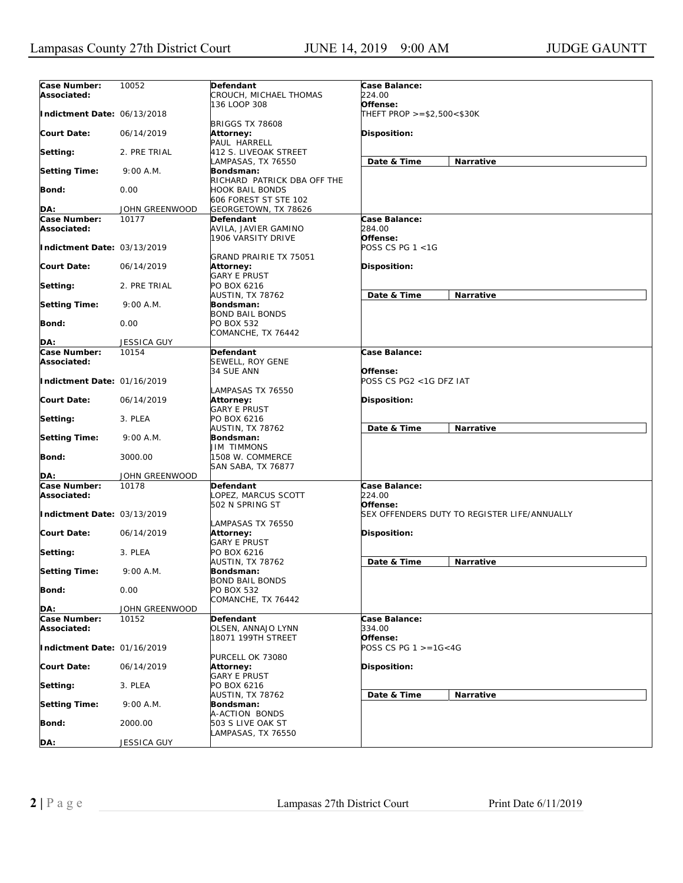| Case Number: | 10052 | Defendant | Case Balance: |
|---|---|---|---|
| Associated: | | CROUCH, MICHAEL THOMAS<br>136 LOOP 308<br>BRIGGS TX 78608 | 224.00 |
| Indictment Date: | 06/13/2018 | | Offense:<br>THEFT PROP >=$2,500<$30K |
| Court Date: | 06/14/2019 | Attorney:<br>PAUL HARRELL<br>412 S. LIVEOAK STREET<br>LAMPASAS, TX 76550 | Disposition: |
| Setting: | 2. PRE TRIAL | | Date & Time / Narrative |
| Setting Time: | 9:00 A.M. | Bondsman:<br>RICHARD PATRICK DBA OFF THE HOOK BAIL BONDS<br>606 FOREST ST STE 102<br>GEORGETOWN, TX 78626 | |
| Bond: | 0.00 | | |
| DA: | JOHN GREENWOOD | | |

| Case Number: | 10177 | Defendant | Case Balance: |
|---|---|---|---|
| Associated: | | AVILA, JAVIER GAMINO<br>1906 VARSITY DRIVE<br>GRAND PRAIRIE TX 75051 | 284.00 |
| Indictment Date: | 03/13/2019 | | Offense:<br>POSS CS PG 1 <1G |
| Court Date: | 06/14/2019 | Attorney:<br>GARY E PRUST<br>PO BOX 6216<br>AUSTIN, TX 78762 | Disposition: |
| Setting: | 2. PRE TRIAL | | Date & Time / Narrative |
| Setting Time: | 9:00 A.M. | Bondsman:<br>BOND BAIL BONDS<br>PO BOX 532<br>COMANCHE, TX 76442 | |
| Bond: | 0.00 | | |
| DA: | JESSICA GUY | | |

| Case Number: | 10154 | Defendant | Case Balance: |
|---|---|---|---|
| Associated: | | SEWELL, ROY GENE<br>34 SUE ANN<br>LAMPASAS TX 76550 | |
| Indictment Date: | 01/16/2019 | | Offense:<br>POSS CS PG2 <1G DFZ IAT |
| Court Date: | 06/14/2019 | Attorney:<br>GARY E PRUST<br>PO BOX 6216<br>AUSTIN, TX 78762 | Disposition: |
| Setting: | 3. PLEA | | Date & Time / Narrative |
| Setting Time: | 9:00 A.M. | Bondsman:<br>JIM TIMMONS<br>1508 W. COMMERCE<br>SAN SABA, TX 76877 | |
| Bond: | 3000.00 | | |
| DA: | JOHN GREENWOOD | | |

| Case Number: | 10178 | Defendant | Case Balance: |
|---|---|---|---|
| Associated: | | LOPEZ, MARCUS SCOTT<br>502 N SPRING ST<br>LAMPASAS TX 76550 | 224.00 |
| Indictment Date: | 03/13/2019 | | Offense:<br>SEX OFFENDERS DUTY TO REGISTER LIFE/ANNUALLY |
| Court Date: | 06/14/2019 | Attorney:<br>GARY E PRUST<br>PO BOX 6216<br>AUSTIN, TX 78762 | Disposition: |
| Setting: | 3. PLEA | | Date & Time / Narrative |
| Setting Time: | 9:00 A.M. | Bondsman:<br>BOND BAIL BONDS<br>PO BOX 532<br>COMANCHE, TX 76442 | |
| Bond: | 0.00 | | |
| DA: | JOHN GREENWOOD | | |

| Case Number: | 10152 | Defendant | Case Balance: |
|---|---|---|---|
| Associated: | | OLSEN, ANNAJO LYNN<br>18071 199TH STREET<br>PURCELL OK 73080 | 334.00 |
| Indictment Date: | 01/16/2019 | | Offense:<br>POSS CS PG 1 >=1G<4G |
| Court Date: | 06/14/2019 | Attorney:<br>GARY E PRUST<br>PO BOX 6216<br>AUSTIN, TX 78762 | Disposition: |
| Setting: | 3. PLEA | | Date & Time / Narrative |
| Setting Time: | 9:00 A.M. | Bondsman:<br>A-ACTION BONDS<br>503 S LIVE OAK ST<br>LAMPASAS, TX 76550 | |
| Bond: | 2000.00 | | |
| DA: | JESSICA GUY | | |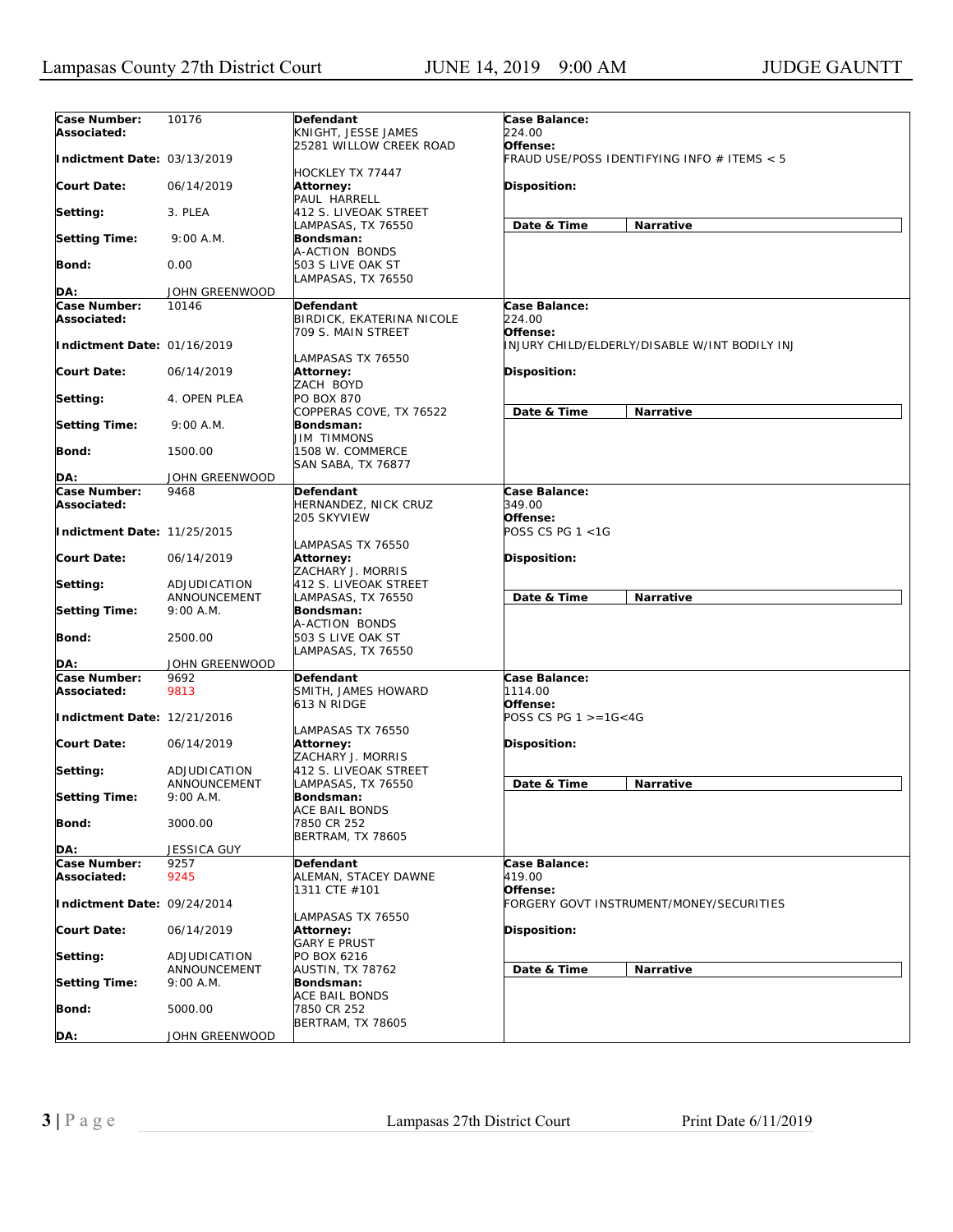| Case Number: | 10176 | Defendant | Case Balance: | |
|---|---|---|---|---|
| Associated: | | KNIGHT, JESSE JAMES<br>25281 WILLOW CREEK ROAD<br>HOCKLEY TX 77447 | 224.00 | |
| Indictment Date: | 03/13/2019 | | Offense:<br>FRAUD USE/POSS IDENTIFYING INFO # ITEMS < 5 | |
| Court Date: | 06/14/2019 | Attorney:<br>PAUL HARRELL<br>412 S. LIVEOAK STREET<br>LAMPASAS, TX 76550 | Disposition: | |
| Setting: | 3. PLEA | | **Date & Time** | **Narrative** |
| Setting Time: | 9:00 A.M. | Bondsman:<br>A-ACTION BONDS<br>503 S LIVE OAK ST<br>LAMPASAS, TX 76550 | | |
| Bond: | 0.00 | | | |
| DA: | JOHN GREENWOOD | | | |
| Case Number: | 10146 | Defendant | Case Balance: | |
| Associated: | | BIRDICK, EKATERINA NICOLE<br>709 S. MAIN STREET<br>LAMPASAS TX 76550 | 224.00 | |
| Indictment Date: | 01/16/2019 | | Offense:<br>INJURY CHILD/ELDERLY/DISABLE W/INT BODILY INJ | |
| Court Date: | 06/14/2019 | Attorney:<br>ZACH BOYD<br>PO BOX 870<br>COPPERAS COVE, TX 76522 | Disposition: | |
| Setting: | 4. OPEN PLEA | | **Date & Time** | **Narrative** |
| Setting Time: | 9:00 A.M. | Bondsman:<br>JIM TIMMONS<br>1508 W. COMMERCE<br>SAN SABA, TX 76877 | | |
| Bond: | 1500.00 | | | |
| DA: | JOHN GREENWOOD | | | |
| Case Number: | 9468 | Defendant | Case Balance: | |
| Associated: | | HERNANDEZ, NICK CRUZ<br>205 SKYVIEW<br>LAMPASAS TX 76550 | 349.00 | |
| Indictment Date: | 11/25/2015 | | Offense:<br>POSS CS PG 1 <1G | |
| Court Date: | 06/14/2019 | Attorney:<br>ZACHARY J. MORRIS<br>412 S. LIVEOAK STREET<br>LAMPASAS, TX 76550 | Disposition: | |
| Setting: | ADJUDICATION ANNOUNCEMENT | | **Date & Time** | **Narrative** |
| Setting Time: | 9:00 A.M. | Bondsman:<br>A-ACTION BONDS<br>503 S LIVE OAK ST<br>LAMPASAS, TX 76550 | | |
| Bond: | 2500.00 | | | |
| DA: | JOHN GREENWOOD | | | |
| Case Number: | 9692 | Defendant | Case Balance: | |
| Associated: | 9813 | SMITH, JAMES HOWARD<br>613 N RIDGE<br>LAMPASAS TX 76550 | 1114.00 | |
| Indictment Date: | 12/21/2016 | | Offense:<br>POSS CS PG 1 >=1G<4G | |
| Court Date: | 06/14/2019 | Attorney:<br>ZACHARY J. MORRIS<br>412 S. LIVEOAK STREET<br>LAMPASAS, TX 76550 | Disposition: | |
| Setting: | ADJUDICATION ANNOUNCEMENT | | **Date & Time** | **Narrative** |
| Setting Time: | 9:00 A.M. | Bondsman:<br>ACE BAIL BONDS<br>7850 CR 252<br>BERTRAM, TX 78605 | | |
| Bond: | 3000.00 | | | |
| DA: | JESSICA GUY | | | |
| Case Number: | 9257 | Defendant | Case Balance: | |
| Associated: | 9245 | ALEMAN, STACEY DAWNE<br>1311 CTE #101<br>LAMPASAS TX 76550 | 419.00 | |
| Indictment Date: | 09/24/2014 | | Offense:<br>FORGERY GOVT INSTRUMENT/MONEY/SECURITIES | |
| Court Date: | 06/14/2019 | Attorney:<br>GARY E PRUST<br>PO BOX 6216<br>AUSTIN, TX 78762 | Disposition: | |
| Setting: | ADJUDICATION ANNOUNCEMENT | | **Date & Time** | **Narrative** |
| Setting Time: | 9:00 A.M. | Bondsman:<br>ACE BAIL BONDS<br>7850 CR 252<br>BERTRAM, TX 78605 | | |
| Bond: | 5000.00 | | | |
| DA: | JOHN GREENWOOD | | | |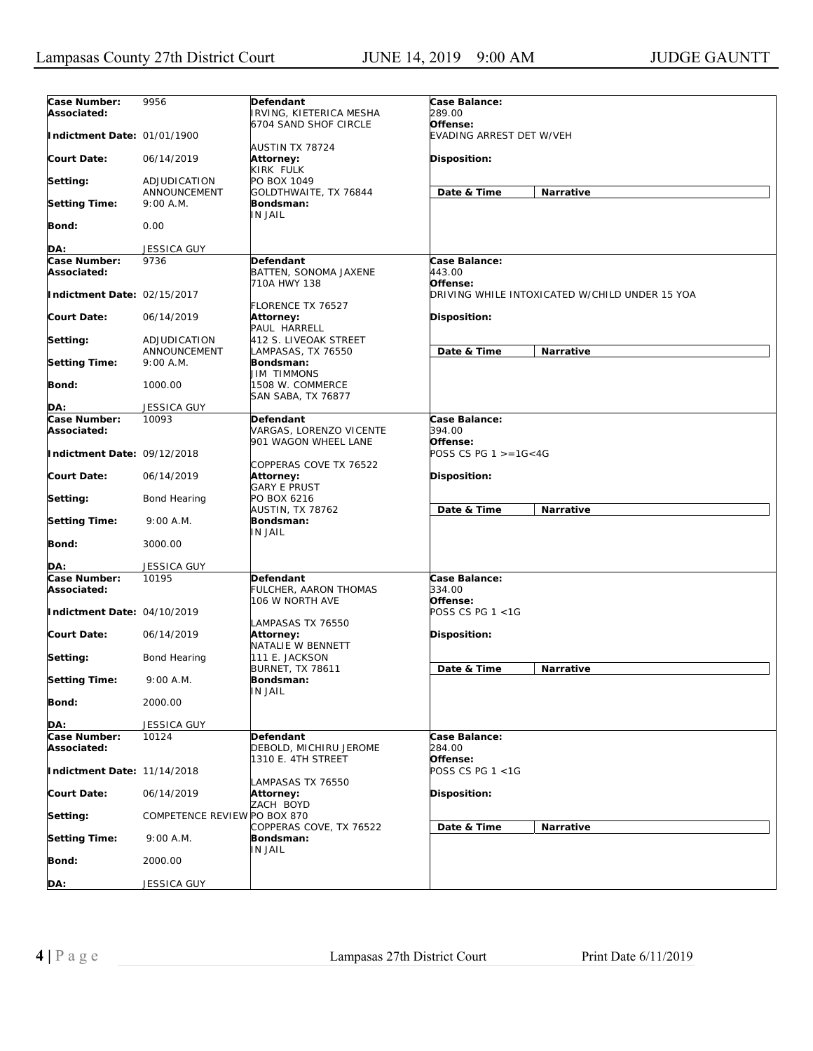| | | | |
|---|---|---|---|
| **Case Number:** 9956<br>**Associated:**<br>**Indictment Date:** 01/01/1900<br>**Court Date:** 06/14/2019<br>**Setting:** ADJUDICATION ANNOUNCEMENT<br>**Setting Time:** 9:00 A.M.<br>**Bond:** 0.00<br>**DA:** JESSICA GUY | **Defendant**<br>IRVING, KIETERICA MESHA<br>6704 SAND SHOF CIRCLE<br>AUSTIN TX 78724<br>**Attorney:**<br>KIRK FULK<br>PO BOX 1049<br>GOLDTHWAITE, TX 76844<br>**Bondsman:**<br>IN JAIL | **Case Balance:**<br>289.00<br>**Offense:**<br>EVADING ARREST DET W/VEH<br>**Disposition:** | **Date & Time** / **Narrative** |
| **Case Number:** 9736<br>**Associated:**<br>**Indictment Date:** 02/15/2017<br>**Court Date:** 06/14/2019<br>**Setting:** ADJUDICATION ANNOUNCEMENT<br>**Setting Time:** 9:00 A.M.<br>**Bond:** 1000.00<br>**DA:** JESSICA GUY | **Defendant**<br>BATTEN, SONOMA JAXENE<br>710A HWY 138<br>FLORENCE TX 76527<br>**Attorney:**<br>PAUL HARRELL<br>412 S. LIVEOAK STREET<br>LAMPASAS, TX 76550<br>**Bondsman:**<br>JIM TIMMONS<br>1508 W. COMMERCE<br>SAN SABA, TX 76877 | **Case Balance:**<br>443.00<br>**Offense:**<br>DRIVING WHILE INTOXICATED W/CHILD UNDER 15 YOA<br>**Disposition:** | **Date & Time** / **Narrative** |
| **Case Number:** 10093<br>**Associated:**<br>**Indictment Date:** 09/12/2018<br>**Court Date:** 06/14/2019<br>**Setting:** Bond Hearing<br>**Setting Time:** 9:00 A.M.<br>**Bond:** 3000.00<br>**DA:** JESSICA GUY | **Defendant**<br>VARGAS, LORENZO VICENTE<br>901 WAGON WHEEL LANE<br>COPPERAS COVE TX 76522<br>**Attorney:**<br>GARY E PRUST<br>PO BOX 6216<br>AUSTIN, TX 78762<br>**Bondsman:**<br>IN JAIL | **Case Balance:**<br>394.00<br>**Offense:**<br>POSS CS PG 1 >=1G<4G<br>**Disposition:** | **Date & Time** / **Narrative** |
| **Case Number:** 10195<br>**Associated:**<br>**Indictment Date:** 04/10/2019<br>**Court Date:** 06/14/2019<br>**Setting:** Bond Hearing<br>**Setting Time:** 9:00 A.M.<br>**Bond:** 2000.00<br>**DA:** JESSICA GUY | **Defendant**<br>FULCHER, AARON THOMAS<br>106 W NORTH AVE<br>LAMPASAS TX 76550<br>**Attorney:**<br>NATALIE W BENNETT<br>111 E. JACKSON<br>BURNET, TX 78611<br>**Bondsman:**<br>IN JAIL | **Case Balance:**<br>334.00<br>**Offense:**<br>POSS CS PG 1 <1G<br>**Disposition:** | **Date & Time** / **Narrative** |
| **Case Number:** 10124<br>**Associated:**<br>**Indictment Date:** 11/14/2018<br>**Court Date:** 06/14/2019<br>**Setting:** COMPETENCE REVIEW<br>**Setting Time:** 9:00 A.M.<br>**Bond:** 2000.00<br>**DA:** JESSICA GUY | **Defendant**<br>DEBOLD, MICHIRU JEROME<br>1310 E. 4TH STREET<br>LAMPASAS TX 76550<br>**Attorney:**<br>ZACH BOYD<br>PO BOX 870<br>COPPERAS COVE, TX 76522<br>**Bondsman:**<br>IN JAIL | **Case Balance:**<br>284.00<br>**Offense:**<br>POSS CS PG 1 <1G<br>**Disposition:** | **Date & Time** / **Narrative** |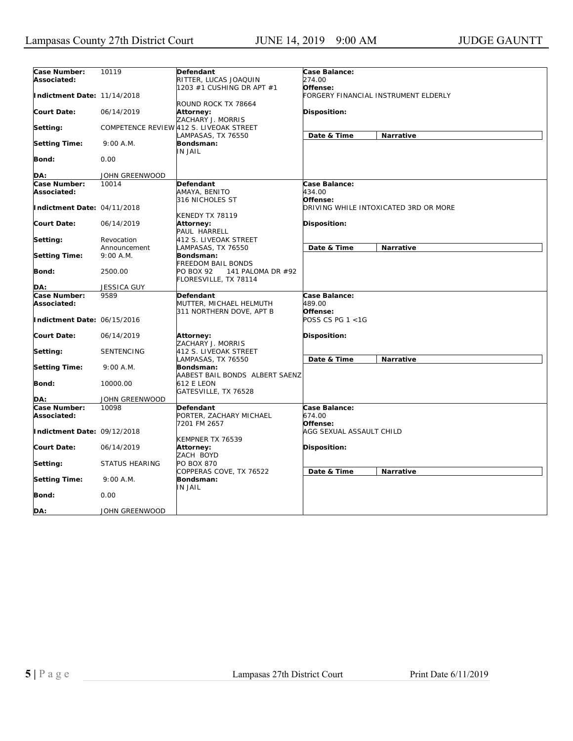| | | | |
|---|---|---|---|
| **Case Number:** 10119<br>**Associated:**<br>**Indictment Date:** 11/14/2018<br>**Court Date:** 06/14/2019<br>**Setting:** COMPETENCE REVIEW<br>**Setting Time:** 9:00 A.M.<br>**Bond:** 0.00<br>**DA:** JOHN GREENWOOD | **Defendant**<br>RITTER, LUCAS JOAQUIN<br>1203 #1 CUSHING DR APT #1<br>ROUND ROCK TX 78664<br>**Attorney:**<br>ZACHARY J. MORRIS<br>412 S. LIVEOAK STREET<br>LAMPASAS, TX 76550<br>**Bondsman:**<br>IN JAIL | **Case Balance:**<br>274.00<br>**Offense:**<br>FORGERY FINANCIAL INSTRUMENT ELDERLY<br>**Disposition:** | **Date & Time** / **Narrative** |
| **Case Number:** 10014<br>**Associated:**<br>**Indictment Date:** 04/11/2018<br>**Court Date:** 06/14/2019<br>**Setting:** Revocation Announcement<br>**Setting Time:** 9:00 A.M.<br>**Bond:** 2500.00<br>**DA:** JESSICA GUY | **Defendant**<br>AMAYA, BENITO<br>316 NICHOLES ST<br>KENEDY TX 78119<br>**Attorney:**<br>PAUL HARRELL<br>412 S. LIVEOAK STREET<br>LAMPASAS, TX 76550<br>**Bondsman:**<br>FREEDOM BAIL BONDS<br>PO BOX 92 141 PALOMA DR #92<br>FLORESVILLE, TX 78114 | **Case Balance:**<br>434.00<br>**Offense:**<br>DRIVING WHILE INTOXICATED 3RD OR MORE<br>**Disposition:** | **Date & Time** / **Narrative** |
| **Case Number:** 9589<br>**Associated:**<br>**Indictment Date:** 06/15/2016<br>**Court Date:** 06/14/2019<br>**Setting:** SENTENCING<br>**Setting Time:** 9:00 A.M.<br>**Bond:** 10000.00<br>**DA:** JOHN GREENWOOD | **Defendant**<br>MUTTER, MICHAEL HELMUTH<br>311 NORTHERN DOVE, APT B<br>**Attorney:**<br>ZACHARY J. MORRIS<br>412 S. LIVEOAK STREET<br>LAMPASAS, TX 76550<br>**Bondsman:**<br>AABEST BAIL BONDS ALBERT SAENZ<br>612 E LEON<br>GATESVILLE, TX 76528 | **Case Balance:**<br>489.00<br>**Offense:**<br>POSS CS PG 1 <1G<br>**Disposition:** | **Date & Time** / **Narrative** |
| **Case Number:** 10098<br>**Associated:**<br>**Indictment Date:** 09/12/2018<br>**Court Date:** 06/14/2019<br>**Setting:** STATUS HEARING<br>**Setting Time:** 9:00 A.M.<br>**Bond:** 0.00<br>**DA:** JOHN GREENWOOD | **Defendant**<br>PORTER, ZACHARY MICHAEL<br>7201 FM 2657<br>KEMPNER TX 76539<br>**Attorney:**<br>ZACH BOYD<br>PO BOX 870<br>COPPERAS COVE, TX 76522<br>**Bondsman:**<br>IN JAIL | **Case Balance:**<br>674.00<br>**Offense:**<br>AGG SEXUAL ASSAULT CHILD<br>**Disposition:** | **Date & Time** / **Narrative** |